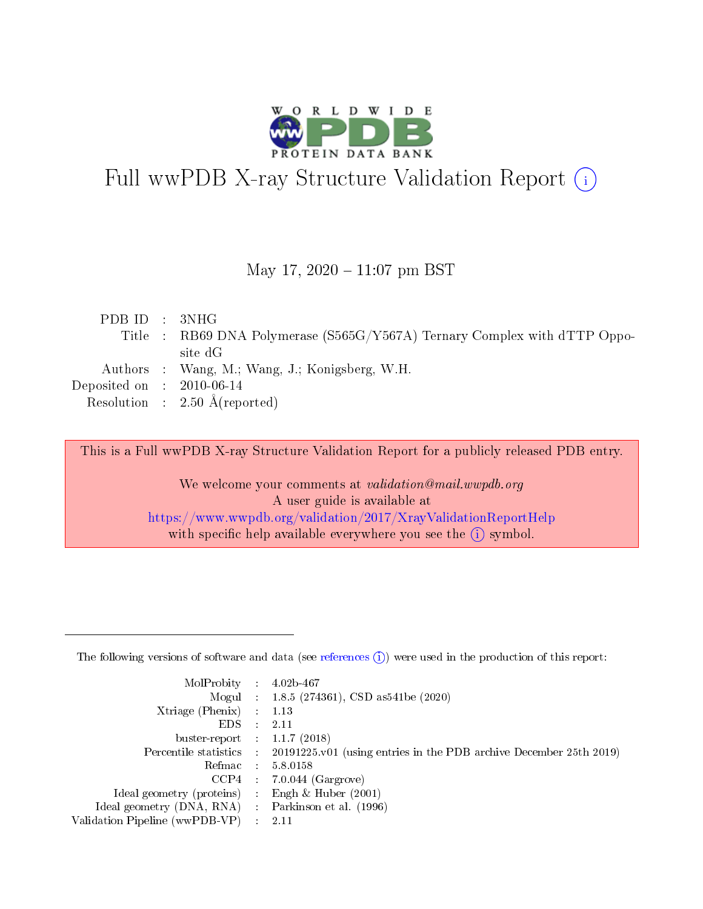# Full wwPDB X-ray Structure Validation Report (i)

May 17, 2020 – 11:07 pm BST

| | | |
|---|---|---|
| PDB ID | : | 3NHG |
| Title | : | RB69 DNA Polymerase (S565G/Y567A) Ternary Complex with dTTP Opposite dG |
| Authors | : | Wang, M.; Wang, J.; Konigsberg, W.H. |
| Deposited on | : | 2010-06-14 |
| Resolution | : | 2.50 Å(reported) |

This is a Full wwPDB X-ray Structure Validation Report for a publicly released PDB entry.

We welcome your comments at *validation@mail.wwpdb.org*
A user guide is available at
https://www.wwpdb.org/validation/2017/XrayValidationReportHelp
with specific help available everywhere you see the (i) symbol.

---

The following versions of software and data (see references (i)) were used in the production of this report:

| | | |
|---|---|---|
| MolProbity | : | 4.02b-467 |
| Mogul | : | 1.8.5 (274361), CSD as541be (2020) |
| Xtriage (Phenix) | : | 1.13 |
| EDS | : | 2.11 |
| buster-report | : | 1.1.7 (2018) |
| Percentile statistics | : | 20191225.v01 (using entries in the PDB archive December 25th 2019) |
| Refmac | : | 5.8.0158 |
| CCP4 | : | 7.0.044 (Gargrove) |
| Ideal geometry (proteins) | : | Engh & Huber (2001) |
| Ideal geometry (DNA, RNA) | : | Parkinson et al. (1996) |
| Validation Pipeline (wwPDB-VP) | : | 2.11 |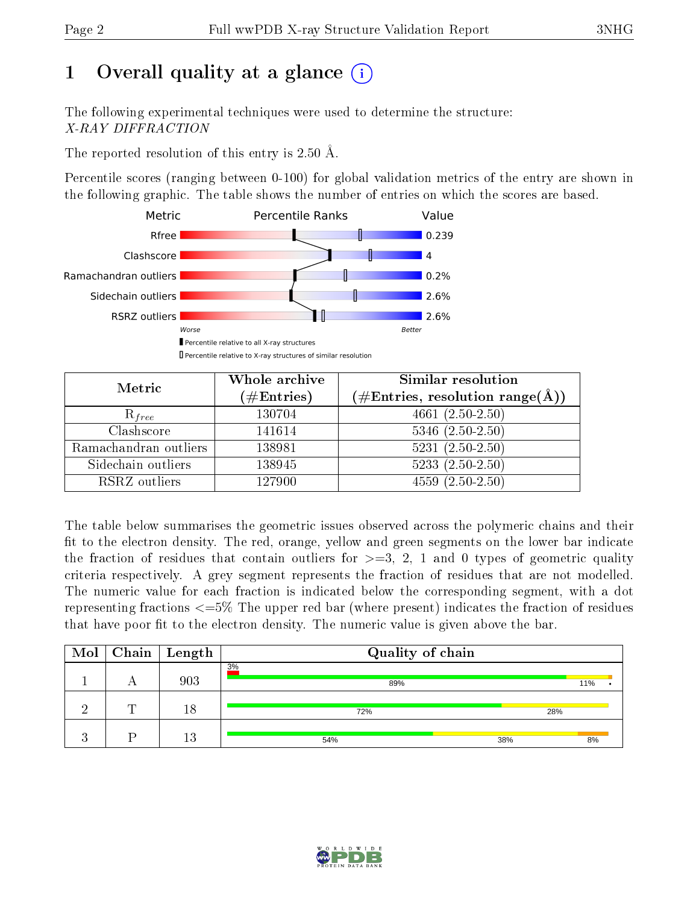# 1 Overall quality at a glance (i)

The following experimental techniques were used to determine the structure:
*X-RAY DIFFRACTION*

The reported resolution of this entry is 2.50 Å.

Percentile scores (ranging between 0-100) for global validation metrics of the entry are shown in the following graphic. The table shows the number of entries on which the scores are based.

| Metric | Value |
|---|---|
| Rfree | 0.239 |
| Clashscore | 4 |
| Ramachandran outliers | 0.2% |
| Sidechain outliers | 2.6% |
| RSRZ outliers | 2.6% |

Worse — Better

■ Percentile relative to all X-ray structures
□ Percentile relative to X-ray structures of similar resolution

| Metric | Whole archive (#Entries) | Similar resolution (#Entries, resolution range(Å)) |
|---|---|---|
| $R_{free}$ | 130704 | 4661 (2.50-2.50) |
| Clashscore | 141614 | 5346 (2.50-2.50) |
| Ramachandran outliers | 138981 | 5231 (2.50-2.50) |
| Sidechain outliers | 138945 | 5233 (2.50-2.50) |
| RSRZ outliers | 127900 | 4559 (2.50-2.50) |

The table below summarises the geometric issues observed across the polymeric chains and their fit to the electron density. The red, orange, yellow and green segments on the lower bar indicate the fraction of residues that contain outliers for >=3, 2, 1 and 0 types of geometric quality criteria respectively. A grey segment represents the fraction of residues that are not modelled. The numeric value for each fraction is indicated below the corresponding segment, with a dot representing fractions <=5% The upper red bar (where present) indicates the fraction of residues that have poor fit to the electron density. The numeric value is given above the bar.

| Mol | Chain | Length | Quality of chain |
|---|---|---|---|
| 1 | A | 903 | 3% (poor fit); 89%, 11%, • |
| 2 | T | 18 | 72%, 28% |
| 3 | P | 13 | 54%, 38%, 8% |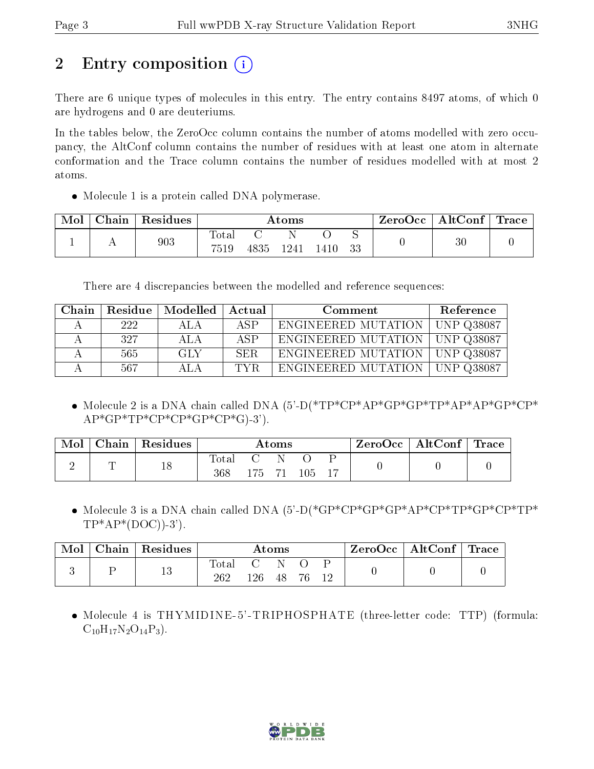# 2 Entry composition (i)

There are 6 unique types of molecules in this entry. The entry contains 8497 atoms, of which 0 are hydrogens and 0 are deuteriums.

In the tables below, the ZeroOcc column contains the number of atoms modelled with zero occupancy, the AltConf column contains the number of residues with at least one atom in alternate conformation and the Trace column contains the number of residues modelled with at most 2 atoms.

- Molecule 1 is a protein called DNA polymerase.

| Mol | Chain | Residues | Atoms | | | | | ZeroOcc | AltConf | Trace |
|---|---|---|---|---|---|---|---|---|---|---|
| | | | Total | C | N | O | S | | | |
| 1 | A | 903 | 7519 | 4835 | 1241 | 1410 | 33 | 0 | 30 | 0 |

There are 4 discrepancies between the modelled and reference sequences:

| Chain | Residue | Modelled | Actual | Comment | Reference |
|---|---|---|---|---|---|
| A | 222 | ALA | ASP | ENGINEERED MUTATION | UNP Q38087 |
| A | 327 | ALA | ASP | ENGINEERED MUTATION | UNP Q38087 |
| A | 565 | GLY | SER | ENGINEERED MUTATION | UNP Q38087 |
| A | 567 | ALA | TYR | ENGINEERED MUTATION | UNP Q38087 |

- Molecule 2 is a DNA chain called DNA (5'-D(*TP*CP*AP*GP*GP*TP*AP*AP*GP*CP*AP*GP*TP*CP*CP*GP*CP*G)-3').

| Mol | Chain | Residues | Atoms | | | | | ZeroOcc | AltConf | Trace |
|---|---|---|---|---|---|---|---|---|---|---|
| | | | Total | C | N | O | P | | | |
| 2 | T | 18 | 368 | 175 | 71 | 105 | 17 | 0 | 0 | 0 |

- Molecule 3 is a DNA chain called DNA (5'-D(*GP*CP*GP*GP*AP*CP*TP*GP*CP*TP*TP*AP*(DOC))-3').

| Mol | Chain | Residues | Atoms | | | | | ZeroOcc | AltConf | Trace |
|---|---|---|---|---|---|---|---|---|---|---|
| | | | Total | C | N | O | P | | | |
| 3 | P | 13 | 262 | 126 | 48 | 76 | 12 | 0 | 0 | 0 |

- Molecule 4 is THYMIDINE-5'-TRIPHOSPHATE (three-letter code: TTP) (formula: $C_{10}H_{17}N_2O_{14}P_3$).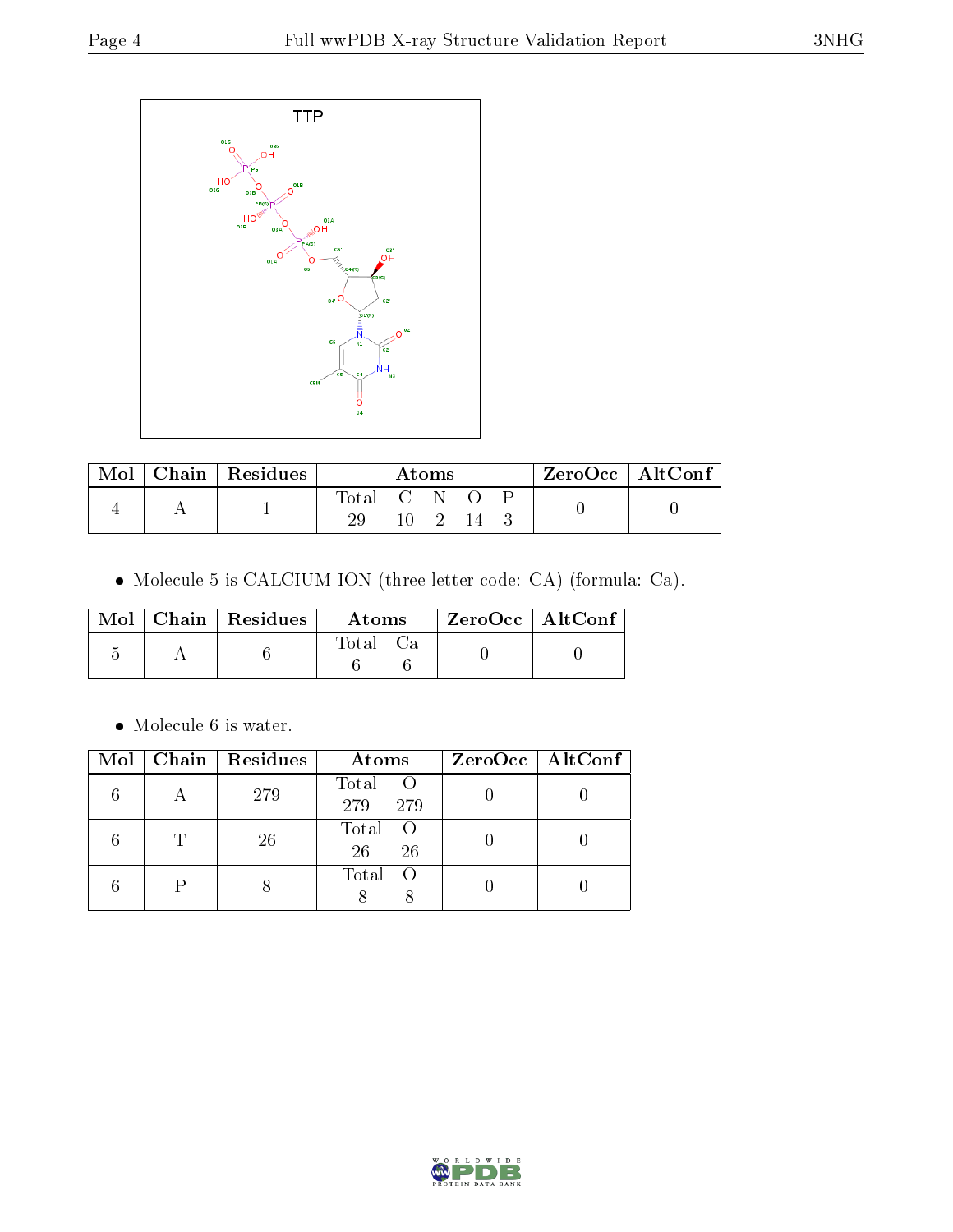| Mol | Chain | Residues | Atoms | | | | | ZeroOcc | AltConf |
|---|---|---|---|---|---|---|---|---|---|
| | | | Total | C | N | O | P | | |
| 4 | A | 1 | 29 | 10 | 2 | 14 | 3 | 0 | 0 |

- Molecule 5 is CALCIUM ION (three-letter code: CA) (formula: Ca).

| Mol | Chain | Residues | Atoms | | ZeroOcc | AltConf |
|---|---|---|---|---|---|---|
| | | | Total | Ca | | |
| 5 | A | 6 | 6 | 6 | 0 | 0 |

- Molecule 6 is water.

| Mol | Chain | Residues | Atoms | | ZeroOcc | AltConf |
|---|---|---|---|---|---|---|
| | | | Total | O | | |
| 6 | A | 279 | 279 | 279 | 0 | 0 |
| 6 | T | 26 | 26 | 26 | 0 | 0 |
| 6 | P | 8 | 8 | 8 | 0 | 0 |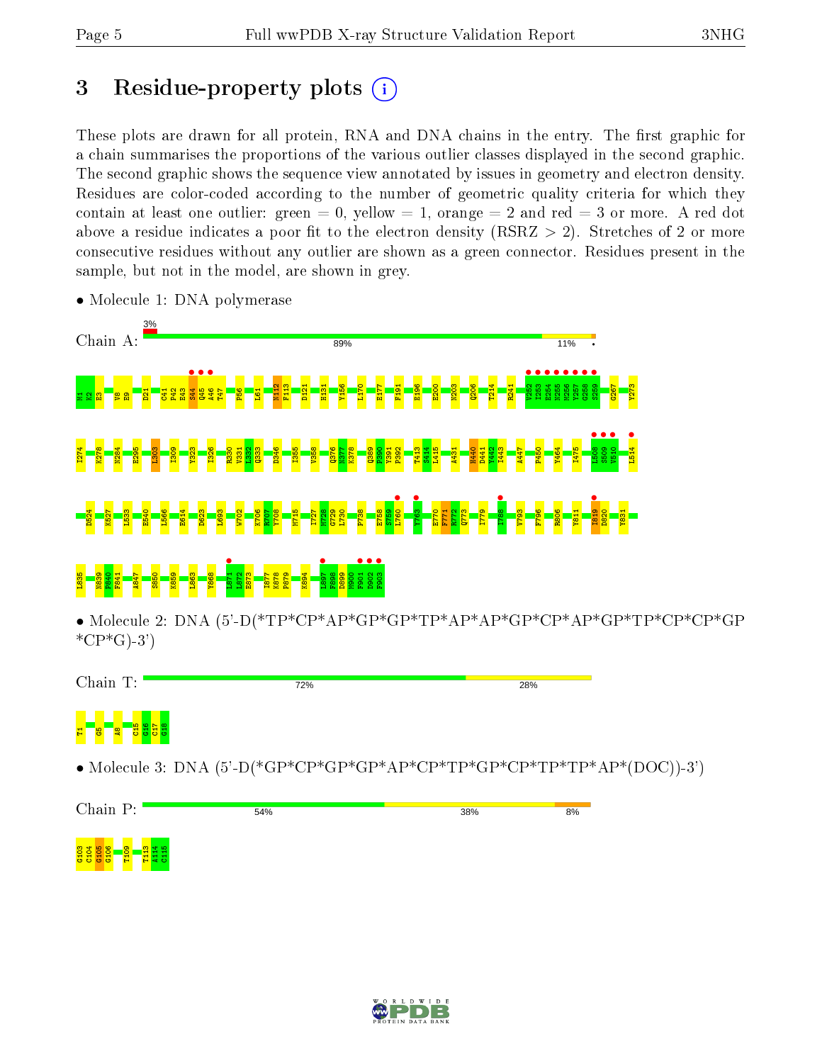# 3 Residue-property plots

These plots are drawn for all protein, RNA and DNA chains in the entry. The first graphic for a chain summarises the proportions of the various outlier classes displayed in the second graphic. The second graphic shows the sequence view annotated by issues in geometry and electron density. Residues are color-coded according to the number of geometric quality criteria for which they contain at least one outlier: green = 0, yellow = 1, orange = 2 and red = 3 or more. A red dot above a residue indicates a poor fit to the electron density (RSRZ > 2). Stretches of 2 or more consecutive residues without any outlier are shown as a green connector. Residues present in the sample, but not in the model, are shown in grey.

- Molecule 1: DNA polymerase

Chain A: 3% | 89% | 11%

M1 K2 E3 V8 E9 D21 C41 P42 E43 S44 Q45 A46 T47 P56 L61 N112 F113 D121 H131 Y156 L170 E177 F191 E196 E200 N203 Q206 T214 R241 V252 I253 E254 N255 M256 Y257 G258 S259 G267 Y273 I274 K278 N284 E295 L303 I309 Y323 I326 R330 V331 L332 Q333 D346 I355 V358 Q376 N377 K378 Q389 F390 Y391 P392 T413 S414 L415 A431 H440 D441 Y442 I443 A447 P450 Y464 I475 L508 S509 V510 L514 D524 K527 L533 E540 L566 E614 D623 L693 W702 K706 R707 Y708 M715 I727 M728 G729 L730 F738 E758 S759 L760 Y763 E770 F771 R772 Q773 I779 I788 V793 F796 R806 Y811 I819 D820 Y831 L835 N839 P840 F841 A847 S850 K859 L863 Y868 L871 L872 E873 I877 K878 P879 K894 L897 F898 D899 M900 F901 D902 F903

- Molecule 2: DNA (5'-D(*TP*CP*AP*GP*GP*TP*AP*AP*GP*CP*AP*GP*TP*CP*CP*GP *CP*G)-3')

Chain T: 72% | 28%

T1 G5 A8 C15 G16 C17 G18

- Molecule 3: DNA (5'-D(*GP*CP*GP*GP*AP*CP*TP*GP*CP*TP*TP*AP*(DOC))-3')

Chain P: 54% | 38% | 8%

G103 C104 G105 G106 T109 T113 A114 C115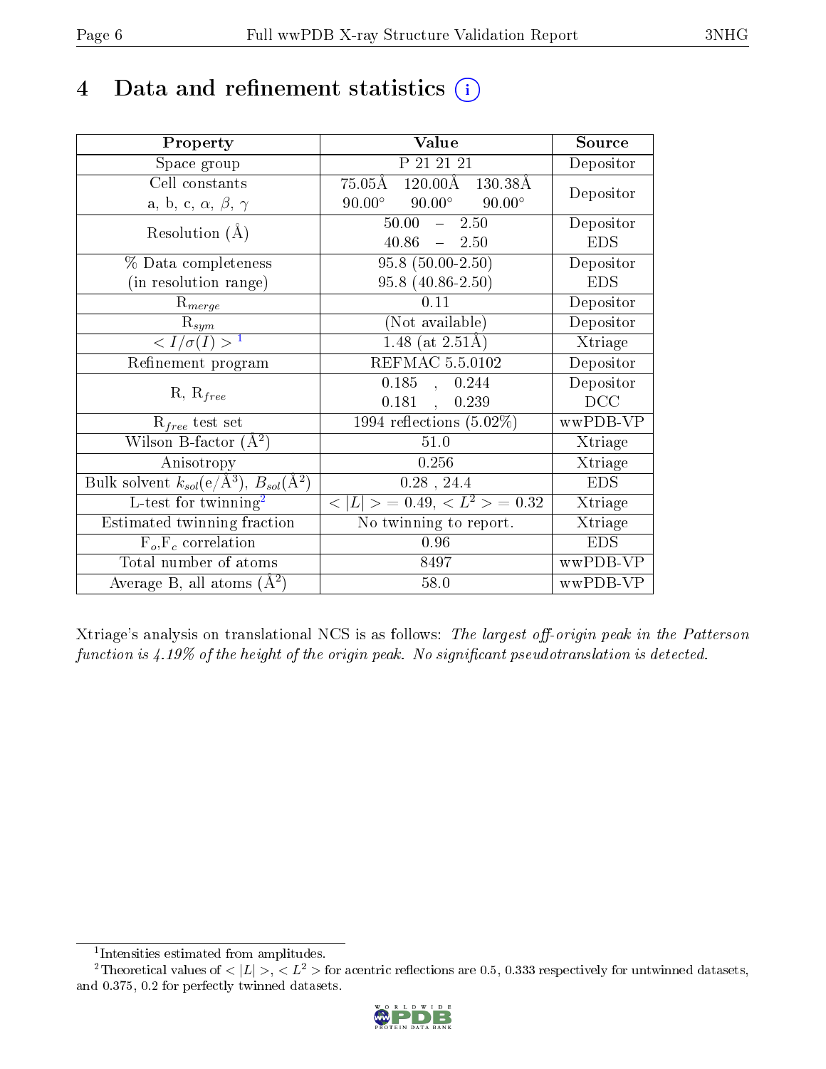# 4 Data and refinement statistics (i)

| Property | Value | Source |
|---|---|---|
| Space group | P 21 21 21 | Depositor |
| Cell constants<br>a, b, c, $\alpha$, $\beta$, $\gamma$ | 75.05Å 120.00Å 130.38Å<br>90.00° 90.00° 90.00° | Depositor |
| Resolution (Å) | 50.00 – 2.50<br>40.86 – 2.50 | Depositor<br>EDS |
| % Data completeness<br>(in resolution range) | 95.8 (50.00-2.50)<br>95.8 (40.86-2.50) | Depositor<br>EDS |
| $R_{merge}$ | 0.11 | Depositor |
| $R_{sym}$ | (Not available) | Depositor |
| $< I/\sigma(I) >$ [1] | 1.48 (at 2.51Å) | Xtriage |
| Refinement program | REFMAC 5.5.0102 | Depositor |
| R, $R_{free}$ | 0.185 , 0.244<br>0.181 , 0.239 | Depositor<br>DCC |
| $R_{free}$ test set | 1994 reflections (5.02%) | wwPDB-VP |
| Wilson B-factor (Å$^2$) | 51.0 | Xtriage |
| Anisotropy | 0.256 | Xtriage |
| Bulk solvent $k_{sol}$(e/Å$^3$), $B_{sol}$(Å$^2$) | 0.28 , 24.4 | EDS |
| L-test for twinning[2] | $< \|L\| >$ = 0.49, $< L^2 >$ = 0.32 | Xtriage |
| Estimated twinning fraction | No twinning to report. | Xtriage |
| $F_o$,$F_c$ correlation | 0.96 | EDS |
| Total number of atoms | 8497 | wwPDB-VP |
| Average B, all atoms (Å$^2$) | 58.0 | wwPDB-VP |

Xtriage's analysis on translational NCS is as follows: *The largest off-origin peak in the Patterson function is 4.19% of the height of the origin peak. No significant pseudotranslation is detected.*

[1] Intensities estimated from amplitudes.

[2] Theoretical values of $< |L| >$, $< L^2 >$ for acentric reflections are 0.5, 0.333 respectively for untwinned datasets, and 0.375, 0.2 for perfectly twinned datasets.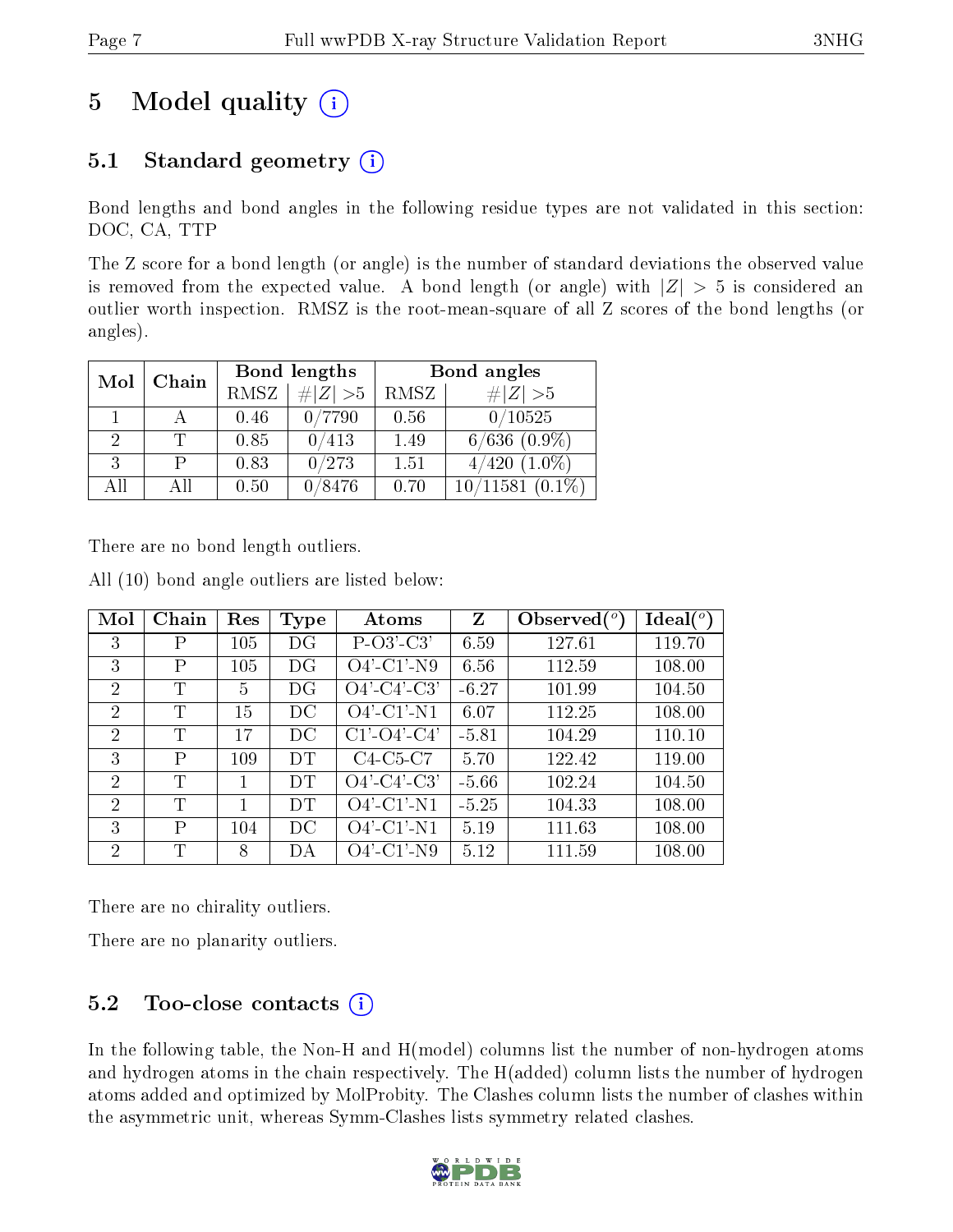# 5 Model quality

## 5.1 Standard geometry

Bond lengths and bond angles in the following residue types are not validated in this section: DOC, CA, TTP

The Z score for a bond length (or angle) is the number of standard deviations the observed value is removed from the expected value. A bond length (or angle) with $|Z| > 5$ is considered an outlier worth inspection. RMSZ is the root-mean-square of all Z scores of the bond lengths (or angles).

| Mol | Chain | Bond lengths | | Bond angles | |
|---|---|---|---|---|---|
| | | RMSZ | $\#\|Z\| > 5$ | RMSZ | $\#\|Z\| > 5$ |
| 1 | A | 0.46 | 0/7790 | 0.56 | 0/10525 |
| 2 | T | 0.85 | 0/413 | 1.49 | 6/636 (0.9%) |
| 3 | P | 0.83 | 0/273 | 1.51 | 4/420 (1.0%) |
| All | All | 0.50 | 0/8476 | 0.70 | 10/11581 (0.1%) |

There are no bond length outliers.

All (10) bond angle outliers are listed below:

| Mol | Chain | Res | Type | Atoms | Z | Observed(°) | Ideal(°) |
|---|---|---|---|---|---|---|---|
| 3 | P | 105 | DG | P-O3'-C3' | 6.59 | 127.61 | 119.70 |
| 3 | P | 105 | DG | O4'-C1'-N9 | 6.56 | 112.59 | 108.00 |
| 2 | T | 5 | DG | O4'-C4'-C3' | -6.27 | 101.99 | 104.50 |
| 2 | T | 15 | DC | O4'-C1'-N1 | 6.07 | 112.25 | 108.00 |
| 2 | T | 17 | DC | C1'-O4'-C4' | -5.81 | 104.29 | 110.10 |
| 3 | P | 109 | DT | C4-C5-C7 | 5.70 | 122.42 | 119.00 |
| 2 | T | 1 | DT | O4'-C4'-C3' | -5.66 | 102.24 | 104.50 |
| 2 | T | 1 | DT | O4'-C1'-N1 | -5.25 | 104.33 | 108.00 |
| 3 | P | 104 | DC | O4'-C1'-N1 | 5.19 | 111.63 | 108.00 |
| 2 | T | 8 | DA | O4'-C1'-N9 | 5.12 | 111.59 | 108.00 |

There are no chirality outliers.

There are no planarity outliers.

## 5.2 Too-close contacts

In the following table, the Non-H and H(model) columns list the number of non-hydrogen atoms and hydrogen atoms in the chain respectively. The H(added) column lists the number of hydrogen atoms added and optimized by MolProbity. The Clashes column lists the number of clashes within the asymmetric unit, whereas Symm-Clashes lists symmetry related clashes.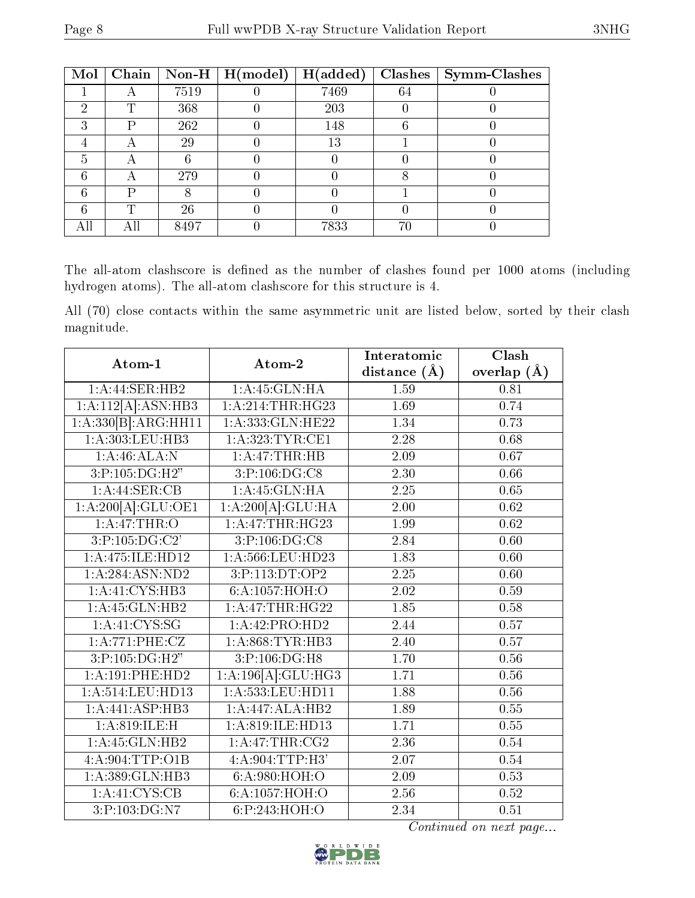| Mol | Chain | Non-H | H(model) | H(added) | Clashes | Symm-Clashes |
|---|---|---|---|---|---|---|
| 1 | A | 7519 | 0 | 7469 | 64 | 0 |
| 2 | T | 368 | 0 | 203 | 0 | 0 |
| 3 | P | 262 | 0 | 148 | 6 | 0 |
| 4 | A | 29 | 0 | 13 | 1 | 0 |
| 5 | A | 6 | 0 | 0 | 0 | 0 |
| 6 | A | 279 | 0 | 0 | 8 | 0 |
| 6 | P | 8 | 0 | 0 | 1 | 0 |
| 6 | T | 26 | 0 | 0 | 0 | 0 |
| All | All | 8497 | 0 | 7833 | 70 | 0 |

The all-atom clashscore is defined as the number of clashes found per 1000 atoms (including hydrogen atoms). The all-atom clashscore for this structure is 4.

All (70) close contacts within the same asymmetric unit are listed below, sorted by their clash magnitude.

| Atom-1 | Atom-2 | Interatomic distance (Å) | Clash overlap (Å) |
|---|---|---|---|
| 1:A:44:SER:HB2 | 1:A:45:GLN:HA | 1.59 | 0.81 |
| 1:A:112[A]:ASN:HB3 | 1:A:214:THR:HG23 | 1.69 | 0.74 |
| 1:A:330[B]:ARG:HH11 | 1:A:333:GLN:HE22 | 1.34 | 0.73 |
| 1:A:303:LEU:HB3 | 1:A:323:TYR:CE1 | 2.28 | 0.68 |
| 1:A:46:ALA:N | 1:A:47:THR:HB | 2.09 | 0.67 |
| 3:P:105:DG:H2" | 3:P:106:DG:C8 | 2.30 | 0.66 |
| 1:A:44:SER:CB | 1:A:45:GLN:HA | 2.25 | 0.65 |
| 1:A:200[A]:GLU:OE1 | 1:A:200[A]:GLU:HA | 2.00 | 0.62 |
| 1:A:47:THR:O | 1:A:47:THR:HG23 | 1.99 | 0.62 |
| 3:P:105:DG:C2' | 3:P:106:DG:C8 | 2.84 | 0.60 |
| 1:A:475:ILE:HD12 | 1:A:566:LEU:HD23 | 1.83 | 0.60 |
| 1:A:284:ASN:ND2 | 3:P:113:DT:OP2 | 2.25 | 0.60 |
| 1:A:41:CYS:HB3 | 6:A:1057:HOH:O | 2.02 | 0.59 |
| 1:A:45:GLN:HB2 | 1:A:47:THR:HG22 | 1.85 | 0.58 |
| 1:A:41:CYS:SG | 1:A:42:PRO:HD2 | 2.44 | 0.57 |
| 1:A:771:PHE:CZ | 1:A:868:TYR:HB3 | 2.40 | 0.57 |
| 3:P:105:DG:H2" | 3:P:106:DG:H8 | 1.70 | 0.56 |
| 1:A:191:PHE:HD2 | 1:A:196[A]:GLU:HG3 | 1.71 | 0.56 |
| 1:A:514:LEU:HD13 | 1:A:533:LEU:HD11 | 1.88 | 0.56 |
| 1:A:441:ASP:HB3 | 1:A:447:ALA:HB2 | 1.89 | 0.55 |
| 1:A:819:ILE:H | 1:A:819:ILE:HD13 | 1.71 | 0.55 |
| 1:A:45:GLN:HB2 | 1:A:47:THR:CG2 | 2.36 | 0.54 |
| 4:A:904:TTP:O1B | 4:A:904:TTP:H3' | 2.07 | 0.54 |
| 1:A:389:GLN:HB3 | 6:A:980:HOH:O | 2.09 | 0.53 |
| 1:A:41:CYS:CB | 6:A:1057:HOH:O | 2.56 | 0.52 |
| 3:P:103:DG:N7 | 6:P:243:HOH:O | 2.34 | 0.51 |

*Continued on next page...*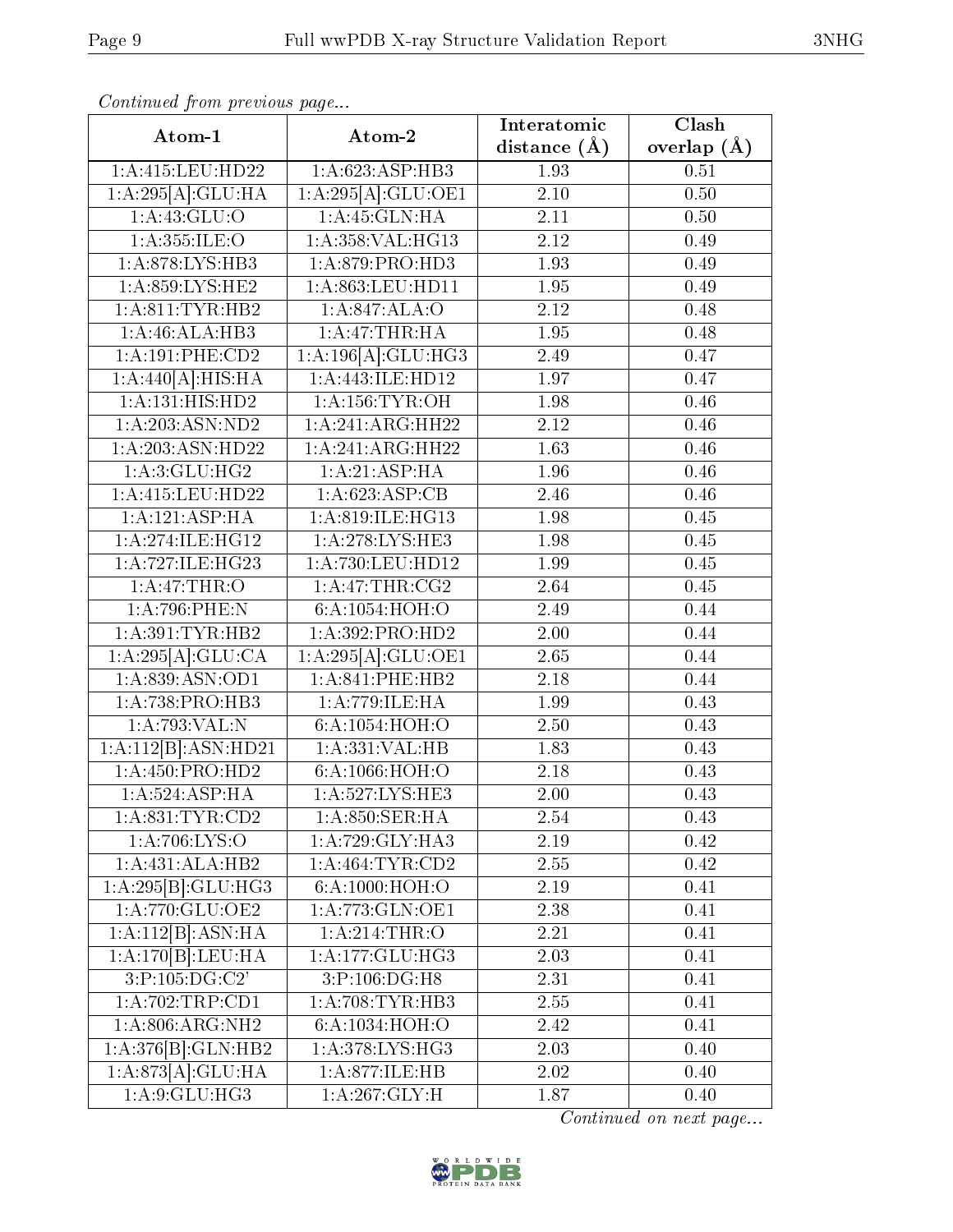*Continued from previous page...*

| Atom-1 | Atom-2 | Interatomic distance (Å) | Clash overlap (Å) |
|---|---|---|---|
| 1:A:415:LEU:HD22 | 1:A:623:ASP:HB3 | 1.93 | 0.51 |
| 1:A:295[A]:GLU:HA | 1:A:295[A]:GLU:OE1 | 2.10 | 0.50 |
| 1:A:43:GLU:O | 1:A:45:GLN:HA | 2.11 | 0.50 |
| 1:A:355:ILE:O | 1:A:358:VAL:HG13 | 2.12 | 0.49 |
| 1:A:878:LYS:HB3 | 1:A:879:PRO:HD3 | 1.93 | 0.49 |
| 1:A:859:LYS:HE2 | 1:A:863:LEU:HD11 | 1.95 | 0.49 |
| 1:A:811:TYR:HB2 | 1:A:847:ALA:O | 2.12 | 0.48 |
| 1:A:46:ALA:HB3 | 1:A:47:THR:HA | 1.95 | 0.48 |
| 1:A:191:PHE:CD2 | 1:A:196[A]:GLU:HG3 | 2.49 | 0.47 |
| 1:A:440[A]:HIS:HA | 1:A:443:ILE:HD12 | 1.97 | 0.47 |
| 1:A:131:HIS:HD2 | 1:A:156:TYR:OH | 1.98 | 0.46 |
| 1:A:203:ASN:ND2 | 1:A:241:ARG:HH22 | 2.12 | 0.46 |
| 1:A:203:ASN:HD22 | 1:A:241:ARG:HH22 | 1.63 | 0.46 |
| 1:A:3:GLU:HG2 | 1:A:21:ASP:HA | 1.96 | 0.46 |
| 1:A:415:LEU:HD22 | 1:A:623:ASP:CB | 2.46 | 0.46 |
| 1:A:121:ASP:HA | 1:A:819:ILE:HG13 | 1.98 | 0.45 |
| 1:A:274:ILE:HG12 | 1:A:278:LYS:HE3 | 1.98 | 0.45 |
| 1:A:727:ILE:HG23 | 1:A:730:LEU:HD12 | 1.99 | 0.45 |
| 1:A:47:THR:O | 1:A:47:THR:CG2 | 2.64 | 0.45 |
| 1:A:796:PHE:N | 6:A:1054:HOH:O | 2.49 | 0.44 |
| 1:A:391:TYR:HB2 | 1:A:392:PRO:HD2 | 2.00 | 0.44 |
| 1:A:295[A]:GLU:CA | 1:A:295[A]:GLU:OE1 | 2.65 | 0.44 |
| 1:A:839:ASN:OD1 | 1:A:841:PHE:HB2 | 2.18 | 0.44 |
| 1:A:738:PRO:HB3 | 1:A:779:ILE:HA | 1.99 | 0.43 |
| 1:A:793:VAL:N | 6:A:1054:HOH:O | 2.50 | 0.43 |
| 1:A:112[B]:ASN:HD21 | 1:A:331:VAL:HB | 1.83 | 0.43 |
| 1:A:450:PRO:HD2 | 6:A:1066:HOH:O | 2.18 | 0.43 |
| 1:A:524:ASP:HA | 1:A:527:LYS:HE3 | 2.00 | 0.43 |
| 1:A:831:TYR:CD2 | 1:A:850:SER:HA | 2.54 | 0.43 |
| 1:A:706:LYS:O | 1:A:729:GLY:HA3 | 2.19 | 0.42 |
| 1:A:431:ALA:HB2 | 1:A:464:TYR:CD2 | 2.55 | 0.42 |
| 1:A:295[B]:GLU:HG3 | 6:A:1000:HOH:O | 2.19 | 0.41 |
| 1:A:770:GLU:OE2 | 1:A:773:GLN:OE1 | 2.38 | 0.41 |
| 1:A:112[B]:ASN:HA | 1:A:214:THR:O | 2.21 | 0.41 |
| 1:A:170[B]:LEU:HA | 1:A:177:GLU:HG3 | 2.03 | 0.41 |
| 3:P:105:DG:C2' | 3:P:106:DG:H8 | 2.31 | 0.41 |
| 1:A:702:TRP:CD1 | 1:A:708:TYR:HB3 | 2.55 | 0.41 |
| 1:A:806:ARG:NH2 | 6:A:1034:HOH:O | 2.42 | 0.41 |
| 1:A:376[B]:GLN:HB2 | 1:A:378:LYS:HG3 | 2.03 | 0.40 |
| 1:A:873[A]:GLU:HA | 1:A:877:ILE:HB | 2.02 | 0.40 |
| 1:A:9:GLU:HG3 | 1:A:267:GLY:H | 1.87 | 0.40 |

*Continued on next page...*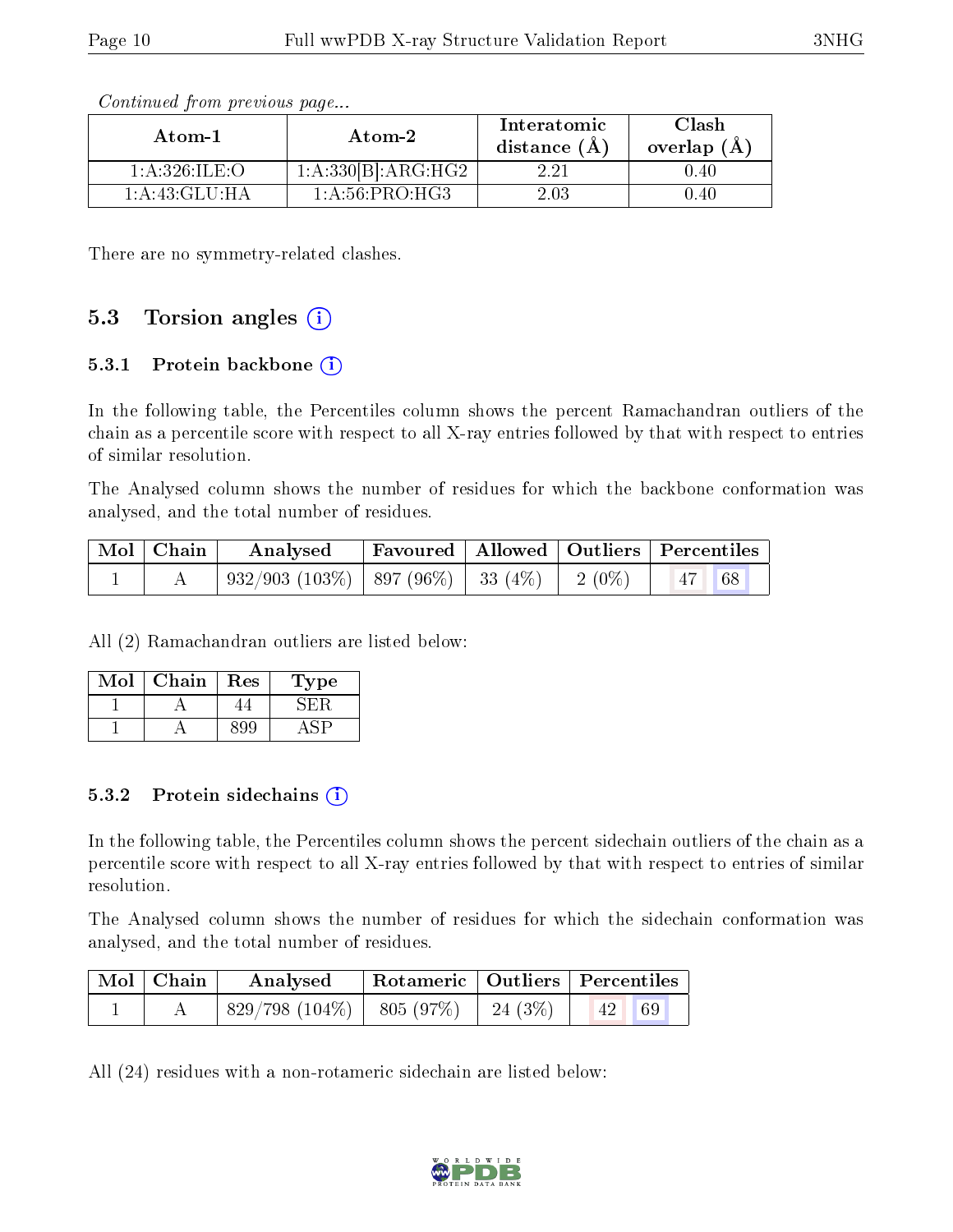*Continued from previous page...*

| Atom-1 | Atom-2 | Interatomic distance (Å) | Clash overlap (Å) |
|---|---|---|---|
| 1:A:326:ILE:O | 1:A:330[B]:ARG:HG2 | 2.21 | 0.40 |
| 1:A:43:GLU:HA | 1:A:56:PRO:HG3 | 2.03 | 0.40 |

There are no symmetry-related clashes.

## 5.3 Torsion angles

### 5.3.1 Protein backbone

In the following table, the Percentiles column shows the percent Ramachandran outliers of the chain as a percentile score with respect to all X-ray entries followed by that with respect to entries of similar resolution.

The Analysed column shows the number of residues for which the backbone conformation was analysed, and the total number of residues.

| Mol | Chain | Analysed | Favoured | Allowed | Outliers | Percentiles | |
|---|---|---|---|---|---|---|---|
| 1 | A | 932/903 (103%) | 897 (96%) | 33 (4%) | 2 (0%) | 47 | 68 |

All (2) Ramachandran outliers are listed below:

| Mol | Chain | Res | Type |
|---|---|---|---|
| 1 | A | 44 | SER |
| 1 | A | 899 | ASP |

### 5.3.2 Protein sidechains

In the following table, the Percentiles column shows the percent sidechain outliers of the chain as a percentile score with respect to all X-ray entries followed by that with respect to entries of similar resolution.

The Analysed column shows the number of residues for which the sidechain conformation was analysed, and the total number of residues.

| Mol | Chain | Analysed | Rotameric | Outliers | Percentiles | |
|---|---|---|---|---|---|---|
| 1 | A | 829/798 (104%) | 805 (97%) | 24 (3%) | 42 | 69 |

All (24) residues with a non-rotameric sidechain are listed below: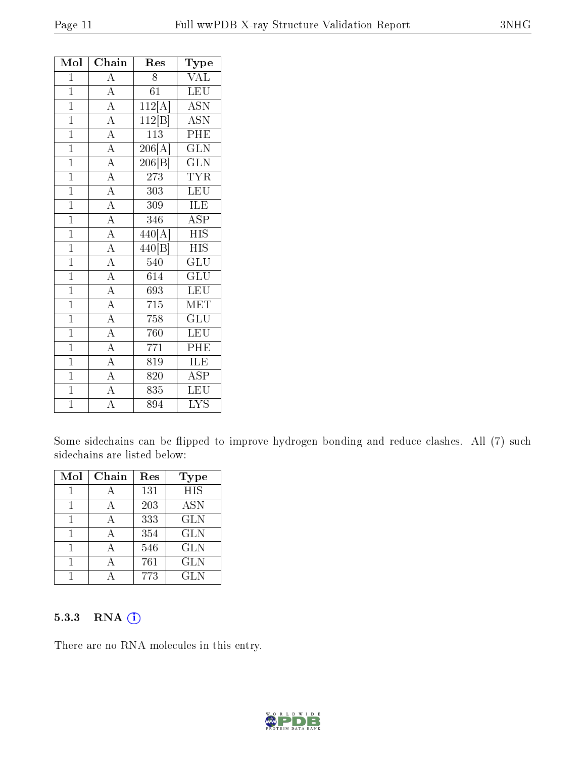| Mol | Chain | Res | Type |
|---|---|---|---|
| 1 | A | 8 | VAL |
| 1 | A | 61 | LEU |
| 1 | A | 112[A] | ASN |
| 1 | A | 112[B] | ASN |
| 1 | A | 113 | PHE |
| 1 | A | 206[A] | GLN |
| 1 | A | 206[B] | GLN |
| 1 | A | 273 | TYR |
| 1 | A | 303 | LEU |
| 1 | A | 309 | ILE |
| 1 | A | 346 | ASP |
| 1 | A | 440[A] | HIS |
| 1 | A | 440[B] | HIS |
| 1 | A | 540 | GLU |
| 1 | A | 614 | GLU |
| 1 | A | 693 | LEU |
| 1 | A | 715 | MET |
| 1 | A | 758 | GLU |
| 1 | A | 760 | LEU |
| 1 | A | 771 | PHE |
| 1 | A | 819 | ILE |
| 1 | A | 820 | ASP |
| 1 | A | 835 | LEU |
| 1 | A | 894 | LYS |

Some sidechains can be flipped to improve hydrogen bonding and reduce clashes. All (7) such sidechains are listed below:

| Mol | Chain | Res | Type |
|---|---|---|---|
| 1 | A | 131 | HIS |
| 1 | A | 203 | ASN |
| 1 | A | 333 | GLN |
| 1 | A | 354 | GLN |
| 1 | A | 546 | GLN |
| 1 | A | 761 | GLN |
| 1 | A | 773 | GLN |

### 5.3.3 RNA

There are no RNA molecules in this entry.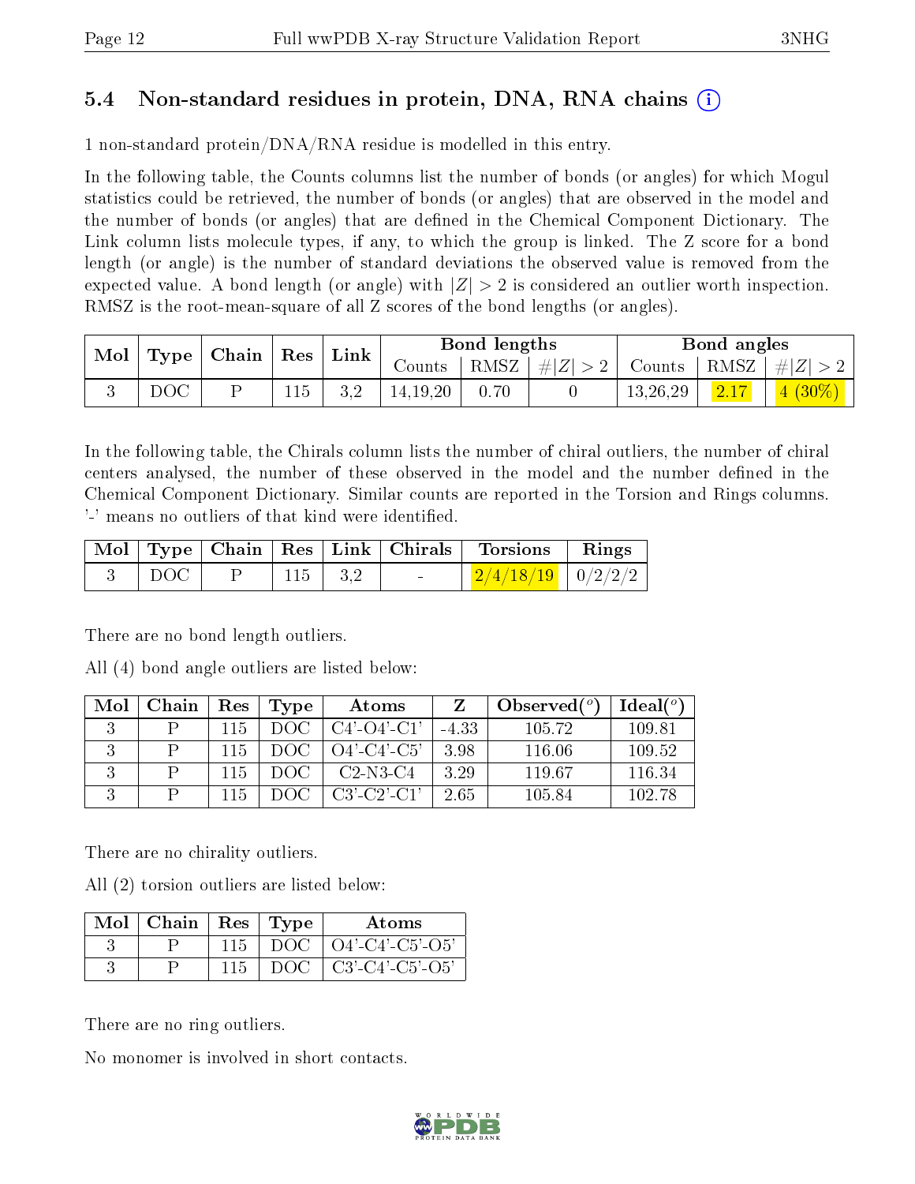## 5.4 Non-standard residues in protein, DNA, RNA chains (i)

1 non-standard protein/DNA/RNA residue is modelled in this entry.

In the following table, the Counts columns list the number of bonds (or angles) for which Mogul statistics could be retrieved, the number of bonds (or angles) that are observed in the model and the number of bonds (or angles) that are defined in the Chemical Component Dictionary. The Link column lists molecule types, if any, to which the group is linked. The Z score for a bond length (or angle) is the number of standard deviations the observed value is removed from the expected value. A bond length (or angle) with $|Z| > 2$ is considered an outlier worth inspection. RMSZ is the root-mean-square of all Z scores of the bond lengths (or angles).

| Mol | Type | Chain | Res | Link | Bond lengths | | | Bond angles | | |
|---|---|---|---|---|---|---|---|---|---|---|
| | | | | | Counts | RMSZ | $\#\|Z\| > 2$ | Counts | RMSZ | $\#\|Z\| > 2$ |
| 3 | DOC | P | 115 | 3,2 | 14,19,20 | 0.70 | 0 | 13,26,29 | 2.17 | 4 (30%) |

In the following table, the Chirals column lists the number of chiral outliers, the number of chiral centers analysed, the number of these observed in the model and the number defined in the Chemical Component Dictionary. Similar counts are reported in the Torsion and Rings columns. '-' means no outliers of that kind were identified.

| Mol | Type | Chain | Res | Link | Chirals | Torsions | Rings |
|---|---|---|---|---|---|---|---|
| 3 | DOC | P | 115 | 3,2 | - | 2/4/18/19 | 0/2/2/2 |

There are no bond length outliers.

All (4) bond angle outliers are listed below:

| Mol | Chain | Res | Type | Atoms | Z | Observed(°) | Ideal(°) |
|---|---|---|---|---|---|---|---|
| 3 | P | 115 | DOC | C4'-O4'-C1' | -4.33 | 105.72 | 109.81 |
| 3 | P | 115 | DOC | O4'-C4'-C5' | 3.98 | 116.06 | 109.52 |
| 3 | P | 115 | DOC | C2-N3-C4 | 3.29 | 119.67 | 116.34 |
| 3 | P | 115 | DOC | C3'-C2'-C1' | 2.65 | 105.84 | 102.78 |

There are no chirality outliers.

All (2) torsion outliers are listed below:

| Mol | Chain | Res | Type | Atoms |
|---|---|---|---|---|
| 3 | P | 115 | DOC | O4'-C4'-C5'-O5' |
| 3 | P | 115 | DOC | C3'-C4'-C5'-O5' |

There are no ring outliers.

No monomer is involved in short contacts.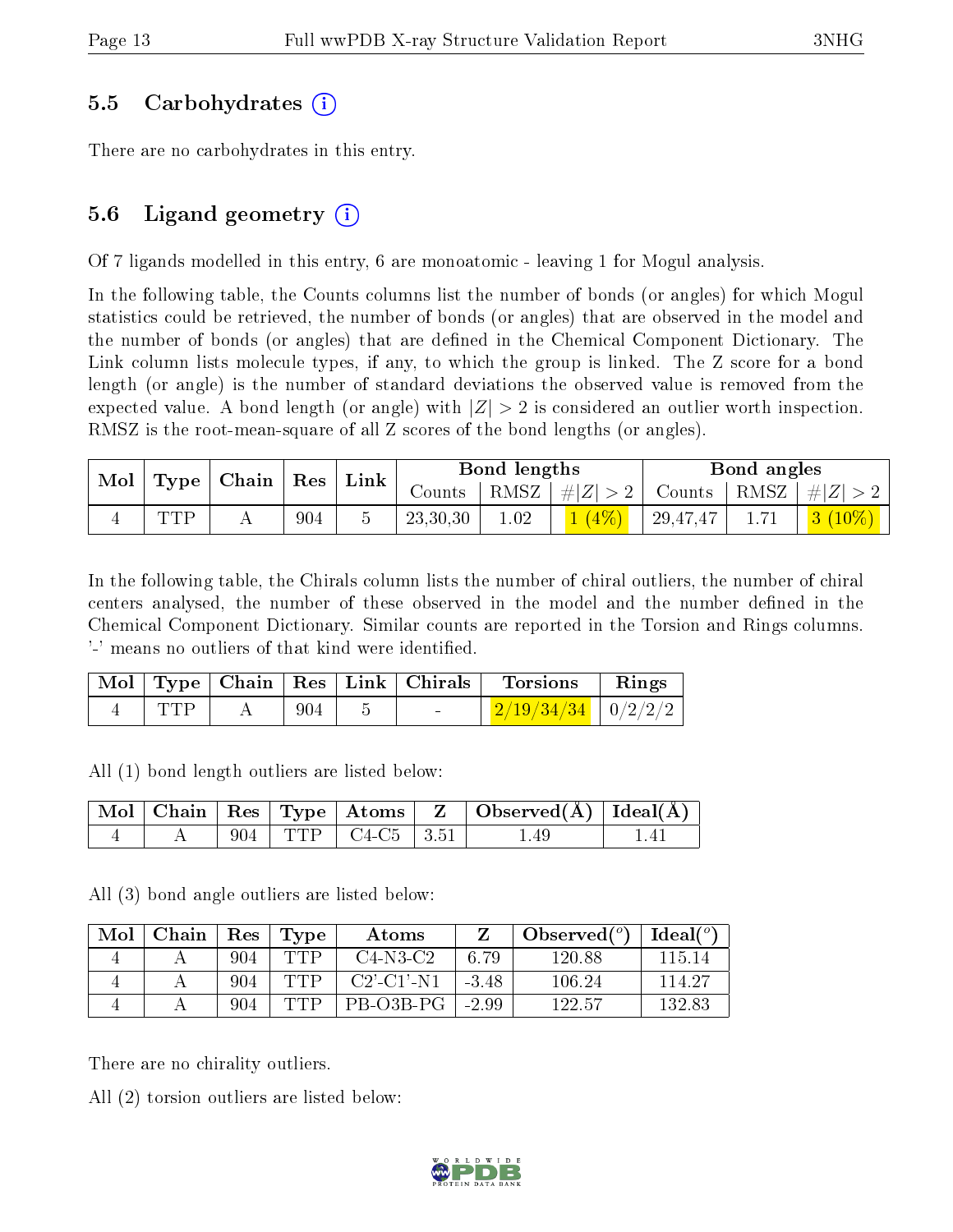### 5.5 Carbohydrates (i)

There are no carbohydrates in this entry.

### 5.6 Ligand geometry (i)

Of 7 ligands modelled in this entry, 6 are monoatomic - leaving 1 for Mogul analysis.

In the following table, the Counts columns list the number of bonds (or angles) for which Mogul statistics could be retrieved, the number of bonds (or angles) that are observed in the model and the number of bonds (or angles) that are defined in the Chemical Component Dictionary. The Link column lists molecule types, if any, to which the group is linked. The Z score for a bond length (or angle) is the number of standard deviations the observed value is removed from the expected value. A bond length (or angle) with $|Z| > 2$ is considered an outlier worth inspection. RMSZ is the root-mean-square of all Z scores of the bond lengths (or angles).

| Mol | Type | Chain | Res | Link | Bond lengths | | | Bond angles | | |
|---|---|---|---|---|---|---|---|---|---|---|
| | | | | | Counts | RMSZ | $\#\|Z\| > 2$ | Counts | RMSZ | $\#\|Z\| > 2$ |
| 4 | TTP | A | 904 | 5 | 23,30,30 | 1.02 | 1 (4%) | 29,47,47 | 1.71 | 3 (10%) |

In the following table, the Chirals column lists the number of chiral outliers, the number of chiral centers analysed, the number of these observed in the model and the number defined in the Chemical Component Dictionary. Similar counts are reported in the Torsion and Rings columns. '-' means no outliers of that kind were identified.

| Mol | Type | Chain | Res | Link | Chirals | Torsions | Rings |
|---|---|---|---|---|---|---|---|
| 4 | TTP | A | 904 | 5 | - | 2/19/34/34 | 0/2/2/2 |

All (1) bond length outliers are listed below:

| Mol | Chain | Res | Type | Atoms | Z | Observed(Å) | Ideal(Å) |
|---|---|---|---|---|---|---|---|
| 4 | A | 904 | TTP | C4-C5 | 3.51 | 1.49 | 1.41 |

All (3) bond angle outliers are listed below:

| Mol | Chain | Res | Type | Atoms | Z | Observed($^o$) | Ideal($^o$) |
|---|---|---|---|---|---|---|---|
| 4 | A | 904 | TTP | C4-N3-C2 | 6.79 | 120.88 | 115.14 |
| 4 | A | 904 | TTP | C2'-C1'-N1 | -3.48 | 106.24 | 114.27 |
| 4 | A | 904 | TTP | PB-O3B-PG | -2.99 | 122.57 | 132.83 |

There are no chirality outliers.

All (2) torsion outliers are listed below: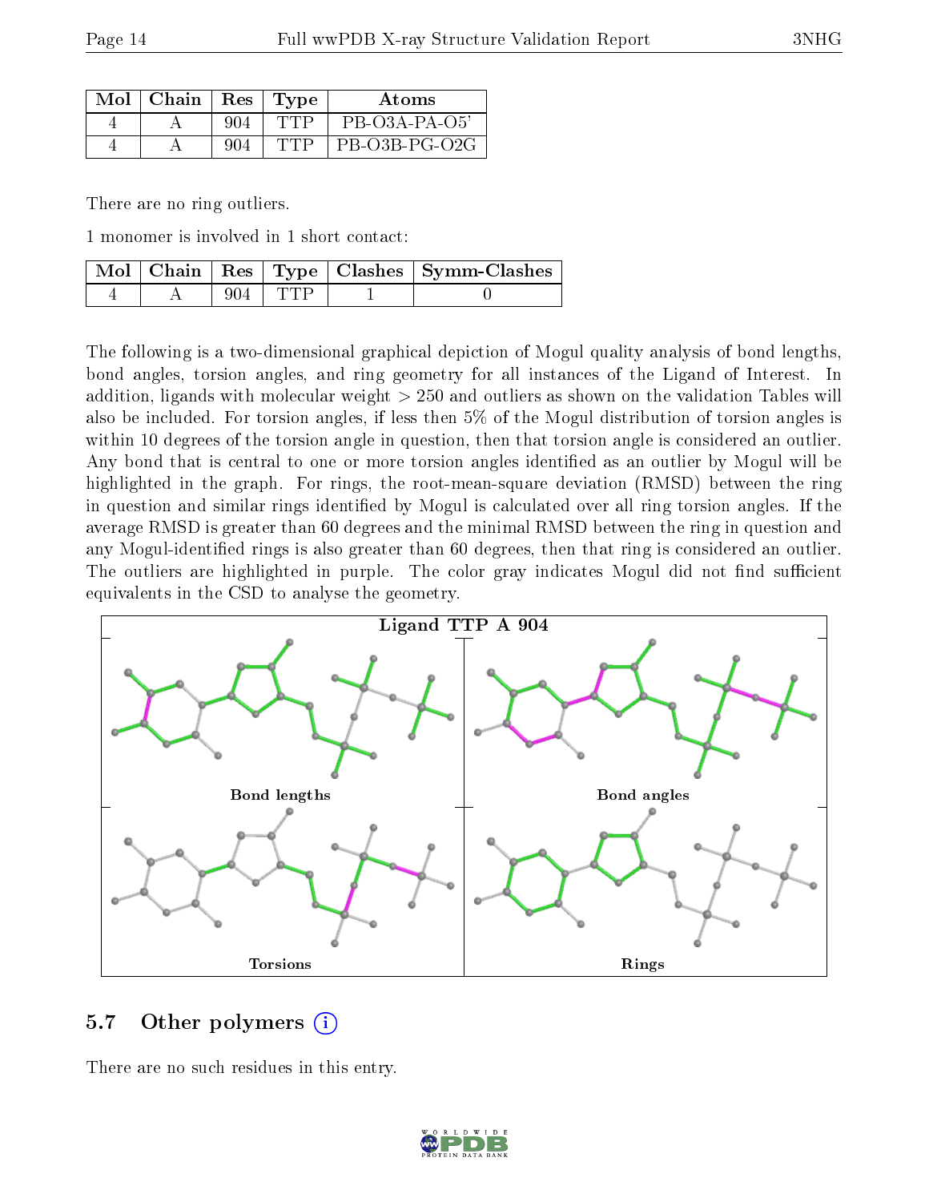| Mol | Chain | Res | Type | Atoms |
|---|---|---|---|---|
| 4 | A | 904 | TTP | PB-O3A-PA-O5' |
| 4 | A | 904 | TTP | PB-O3B-PG-O2G |

There are no ring outliers.

1 monomer is involved in 1 short contact:

| Mol | Chain | Res | Type | Clashes | Symm-Clashes |
|---|---|---|---|---|---|
| 4 | A | 904 | TTP | 1 | 0 |

The following is a two-dimensional graphical depiction of Mogul quality analysis of bond lengths, bond angles, torsion angles, and ring geometry for all instances of the Ligand of Interest. In addition, ligands with molecular weight > 250 and outliers as shown on the validation Tables will also be included. For torsion angles, if less then 5% of the Mogul distribution of torsion angles is within 10 degrees of the torsion angle in question, then that torsion angle is considered an outlier. Any bond that is central to one or more torsion angles identified as an outlier by Mogul will be highlighted in the graph. For rings, the root-mean-square deviation (RMSD) between the ring in question and similar rings identified by Mogul is calculated over all ring torsion angles. If the average RMSD is greater than 60 degrees and the minimal RMSD between the ring in question and any Mogul-identified rings is also greater than 60 degrees, then that ring is considered an outlier. The outliers are highlighted in purple. The color gray indicates Mogul did not find sufficient equivalents in the CSD to analyse the geometry.

Ligand TTP A 904

Bond lengths

Bond angles

Torsions

Rings

## 5.7 Other polymers

There are no such residues in this entry.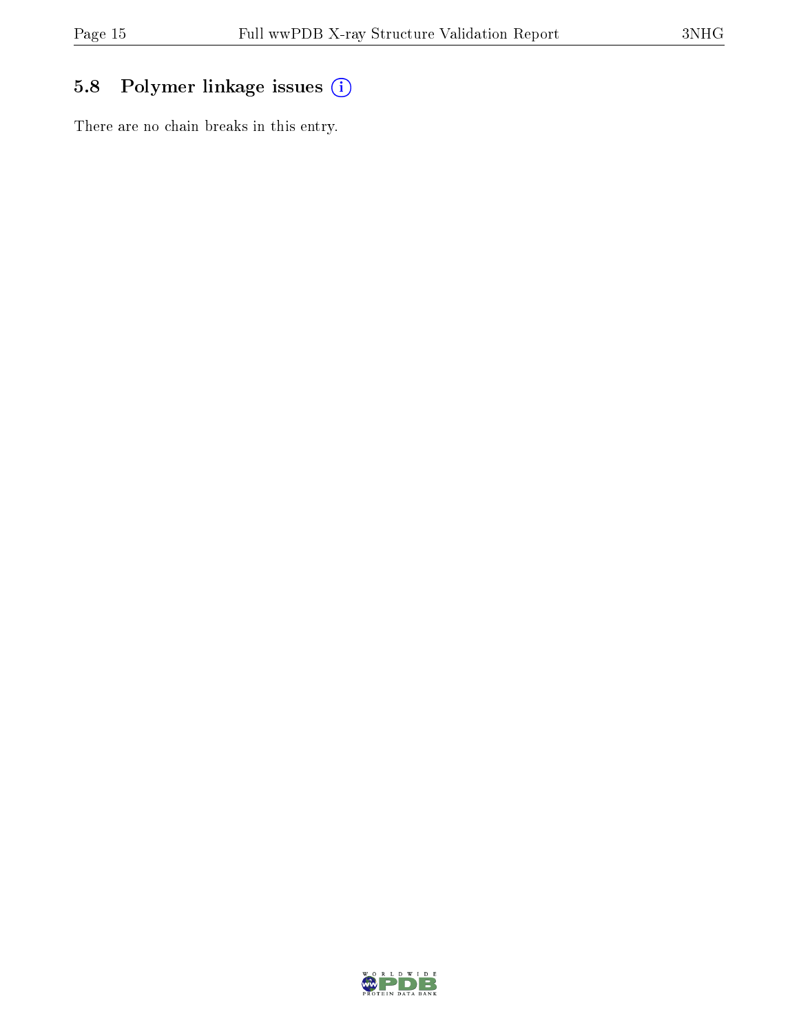## 5.8 Polymer linkage issues

There are no chain breaks in this entry.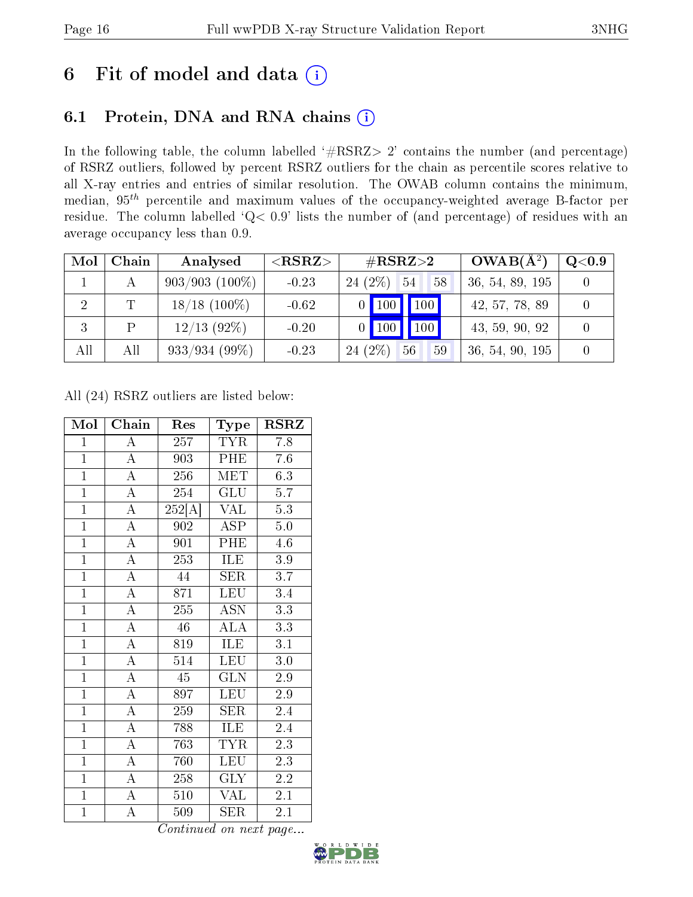# 6 Fit of model and data

## 6.1 Protein, DNA and RNA chains

In the following table, the column labelled '#RSRZ> 2' contains the number (and percentage) of RSRZ outliers, followed by percent RSRZ outliers for the chain as percentile scores relative to all X-ray entries and entries of similar resolution. The OWAB column contains the minimum, median, $95^{th}$ percentile and maximum values of the occupancy-weighted average B-factor per residue. The column labelled 'Q< 0.9' lists the number of (and percentage) of residues with an average occupancy less than 0.9.

| Mol | Chain | Analysed | <RSRZ> | #RSRZ>2 | | | OWAB(Å$^2$) | Q<0.9 |
|---|---|---|---|---|---|---|---|---|
| 1 | A | 903/903 (100%) | -0.23 | 24 (2%) | 54 | 58 | 36, 54, 89, 195 | 0 |
| 2 | T | 18/18 (100%) | -0.62 | 0 | 100 | 100 | 42, 57, 78, 89 | 0 |
| 3 | P | 12/13 (92%) | -0.20 | 0 | 100 | 100 | 43, 59, 90, 92 | 0 |
| All | All | 933/934 (99%) | -0.23 | 24 (2%) | 56 | 59 | 36, 54, 90, 195 | 0 |

All (24) RSRZ outliers are listed below:

| Mol | Chain | Res | Type | RSRZ |
|---|---|---|---|---|
| 1 | A | 257 | TYR | 7.8 |
| 1 | A | 903 | PHE | 7.6 |
| 1 | A | 256 | MET | 6.3 |
| 1 | A | 254 | GLU | 5.7 |
| 1 | A | 252[A] | VAL | 5.3 |
| 1 | A | 902 | ASP | 5.0 |
| 1 | A | 901 | PHE | 4.6 |
| 1 | A | 253 | ILE | 3.9 |
| 1 | A | 44 | SER | 3.7 |
| 1 | A | 871 | LEU | 3.4 |
| 1 | A | 255 | ASN | 3.3 |
| 1 | A | 46 | ALA | 3.3 |
| 1 | A | 819 | ILE | 3.1 |
| 1 | A | 514 | LEU | 3.0 |
| 1 | A | 45 | GLN | 2.9 |
| 1 | A | 897 | LEU | 2.9 |
| 1 | A | 259 | SER | 2.4 |
| 1 | A | 788 | ILE | 2.4 |
| 1 | A | 763 | TYR | 2.3 |
| 1 | A | 760 | LEU | 2.3 |
| 1 | A | 258 | GLY | 2.2 |
| 1 | A | 510 | VAL | 2.1 |
| 1 | A | 509 | SER | 2.1 |

*Continued on next page...*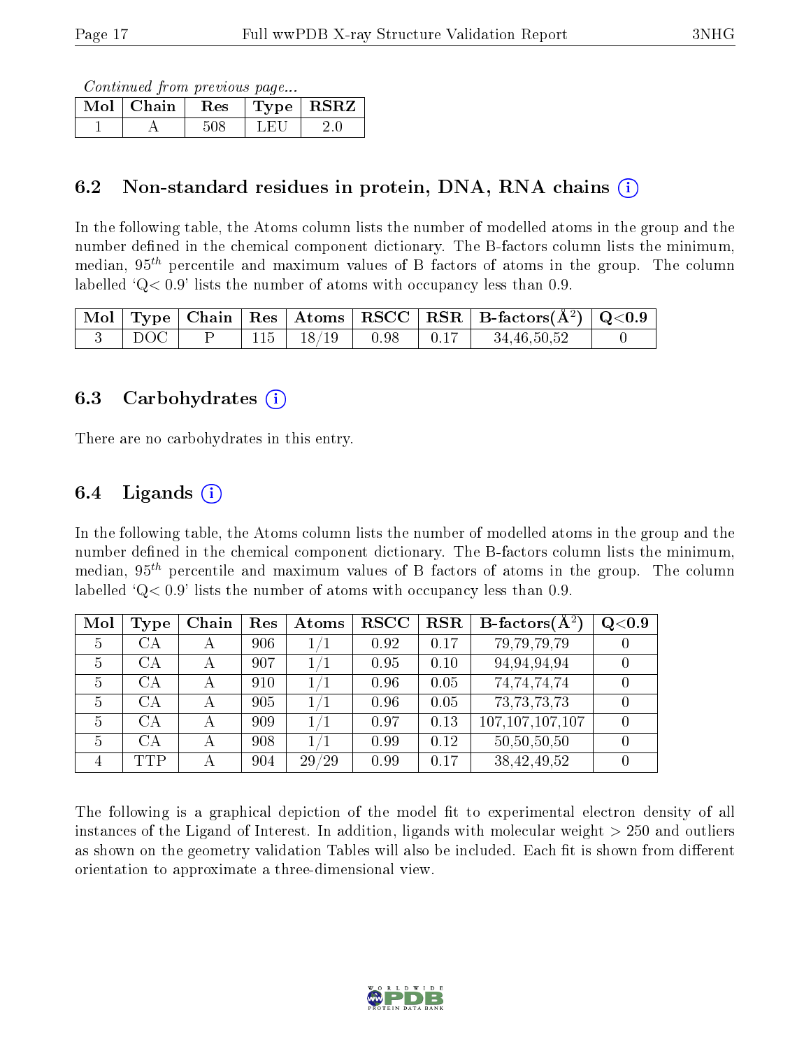*Continued from previous page...*

| Mol | Chain | Res | Type | RSRZ |
|---|---|---|---|---|
| 1 | A | 508 | LEU | 2.0 |

## 6.2 Non-standard residues in protein, DNA, RNA chains (i)

In the following table, the Atoms column lists the number of modelled atoms in the group and the number defined in the chemical component dictionary. The B-factors column lists the minimum, median, $95^{th}$ percentile and maximum values of B factors of atoms in the group. The column labelled 'Q< 0.9' lists the number of atoms with occupancy less than 0.9.

| Mol | Type | Chain | Res | Atoms | RSCC | RSR | B-factors($Å^2$) | Q<0.9 |
|---|---|---|---|---|---|---|---|---|
| 3 | DOC | P | 115 | 18/19 | 0.98 | 0.17 | 34,46,50,52 | 0 |

## 6.3 Carbohydrates (i)

There are no carbohydrates in this entry.

## 6.4 Ligands (i)

In the following table, the Atoms column lists the number of modelled atoms in the group and the number defined in the chemical component dictionary. The B-factors column lists the minimum, median, $95^{th}$ percentile and maximum values of B factors of atoms in the group. The column labelled 'Q< 0.9' lists the number of atoms with occupancy less than 0.9.

| Mol | Type | Chain | Res | Atoms | RSCC | RSR | B-factors($Å^2$) | Q<0.9 |
|---|---|---|---|---|---|---|---|---|
| 5 | CA | A | 906 | 1/1 | 0.92 | 0.17 | 79,79,79,79 | 0 |
| 5 | CA | A | 907 | 1/1 | 0.95 | 0.10 | 94,94,94,94 | 0 |
| 5 | CA | A | 910 | 1/1 | 0.96 | 0.05 | 74,74,74,74 | 0 |
| 5 | CA | A | 905 | 1/1 | 0.96 | 0.05 | 73,73,73,73 | 0 |
| 5 | CA | A | 909 | 1/1 | 0.97 | 0.13 | 107,107,107,107 | 0 |
| 5 | CA | A | 908 | 1/1 | 0.99 | 0.12 | 50,50,50,50 | 0 |
| 4 | TTP | A | 904 | 29/29 | 0.99 | 0.17 | 38,42,49,52 | 0 |

The following is a graphical depiction of the model fit to experimental electron density of all instances of the Ligand of Interest. In addition, ligands with molecular weight > 250 and outliers as shown on the geometry validation Tables will also be included. Each fit is shown from different orientation to approximate a three-dimensional view.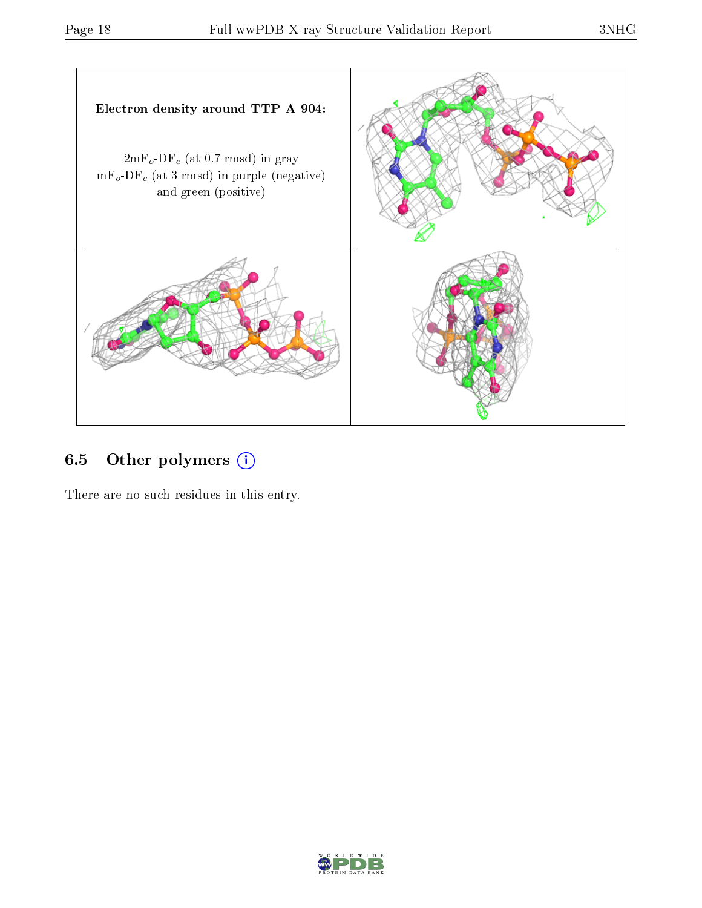**Electron density around TTP A 904:**

$2mF_o$-$DF_c$ (at 0.7 rmsd) in gray
$mF_o$-$DF_c$ (at 3 rmsd) in purple (negative)
and green (positive)

## 6.5 Other polymers

There are no such residues in this entry.